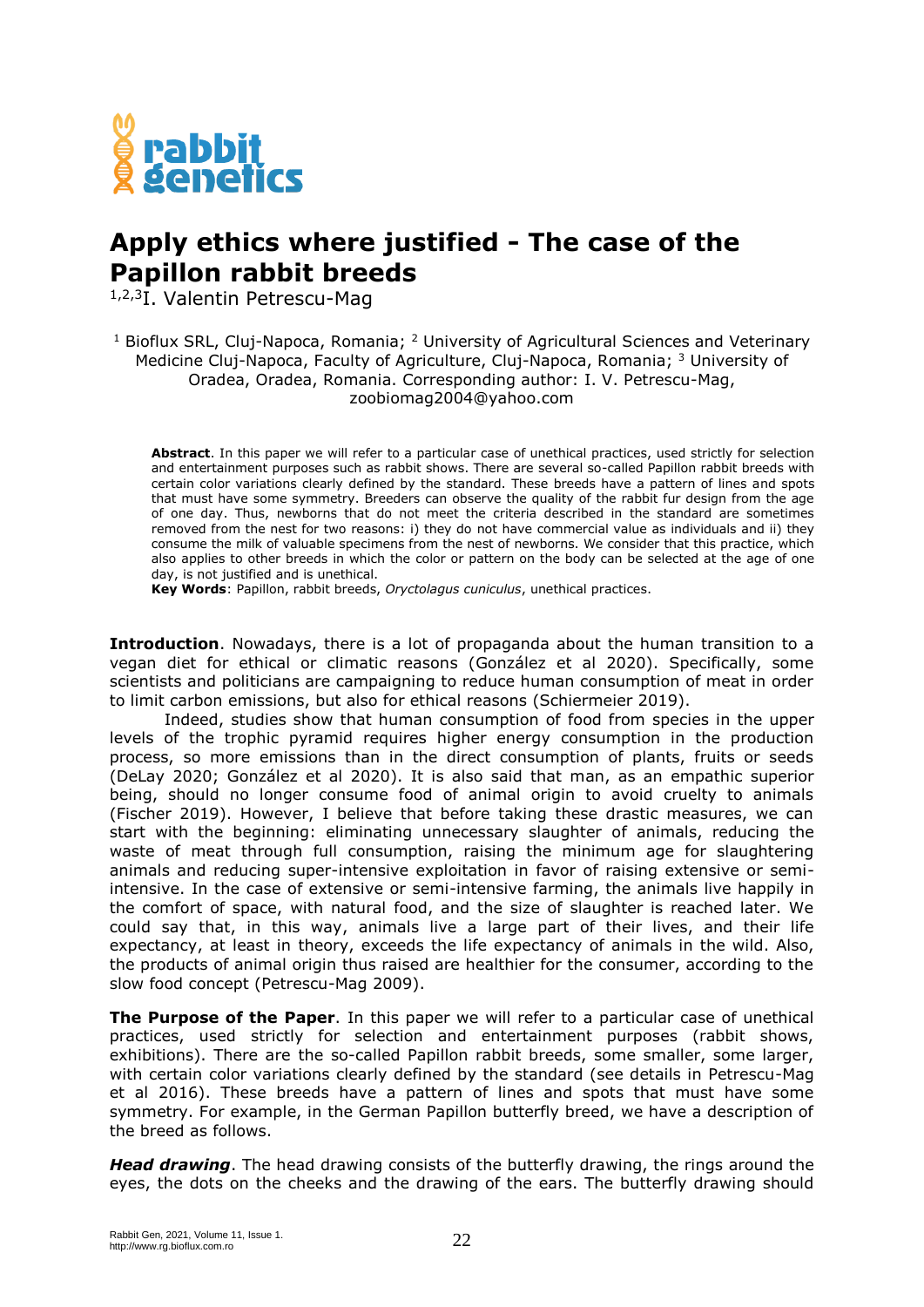# Apply ethics where justified - The case of the Papillon rabbit breeds

[1,2,3]I. Valentin Petrescu-Mag

[1] Bioflux SRL, Cluj-Napoca, Romania; [2] University of Agricultural Sciences and Veterinary Medicine Cluj-Napoca, Faculty of Agriculture, Cluj-Napoca, Romania; [3] University of Oradea, Oradea, Romania. Corresponding author: I. V. Petrescu-Mag, zoobiomag2004@yahoo.com

**Abstract**. In this paper we will refer to a particular case of unethical practices, used strictly for selection and entertainment purposes such as rabbit shows. There are several so-called Papillon rabbit breeds with certain color variations clearly defined by the standard. These breeds have a pattern of lines and spots that must have some symmetry. Breeders can observe the quality of the rabbit fur design from the age of one day. Thus, newborns that do not meet the criteria described in the standard are sometimes removed from the nest for two reasons: i) they do not have commercial value as individuals and ii) they consume the milk of valuable specimens from the nest of newborns. We consider that this practice, which also applies to other breeds in which the color or pattern on the body can be selected at the age of one day, is not justified and is unethical.

**Key Words**: Papillon, rabbit breeds, *Oryctolagus cuniculus*, unethical practices.

**Introduction**. Nowadays, there is a lot of propaganda about the human transition to a vegan diet for ethical or climatic reasons (González et al 2020). Specifically, some scientists and politicians are campaigning to reduce human consumption of meat in order to limit carbon emissions, but also for ethical reasons (Schiermeier 2019).

Indeed, studies show that human consumption of food from species in the upper levels of the trophic pyramid requires higher energy consumption in the production process, so more emissions than in the direct consumption of plants, fruits or seeds (DeLay 2020; González et al 2020). It is also said that man, as an empathic superior being, should no longer consume food of animal origin to avoid cruelty to animals (Fischer 2019). However, I believe that before taking these drastic measures, we can start with the beginning: eliminating unnecessary slaughter of animals, reducing the waste of meat through full consumption, raising the minimum age for slaughtering animals and reducing super-intensive exploitation in favor of raising extensive or semi-intensive. In the case of extensive or semi-intensive farming, the animals live happily in the comfort of space, with natural food, and the size of slaughter is reached later. We could say that, in this way, animals live a large part of their lives, and their life expectancy, at least in theory, exceeds the life expectancy of animals in the wild. Also, the products of animal origin thus raised are healthier for the consumer, according to the slow food concept (Petrescu-Mag 2009).

**The Purpose of the Paper**. In this paper we will refer to a particular case of unethical practices, used strictly for selection and entertainment purposes (rabbit shows, exhibitions). There are the so-called Papillon rabbit breeds, some smaller, some larger, with certain color variations clearly defined by the standard (see details in Petrescu-Mag et al 2016). These breeds have a pattern of lines and spots that must have some symmetry. For example, in the German Papillon butterfly breed, we have a description of the breed as follows.

***Head drawing***. The head drawing consists of the butterfly drawing, the rings around the eyes, the dots on the cheeks and the drawing of the ears. The butterfly drawing should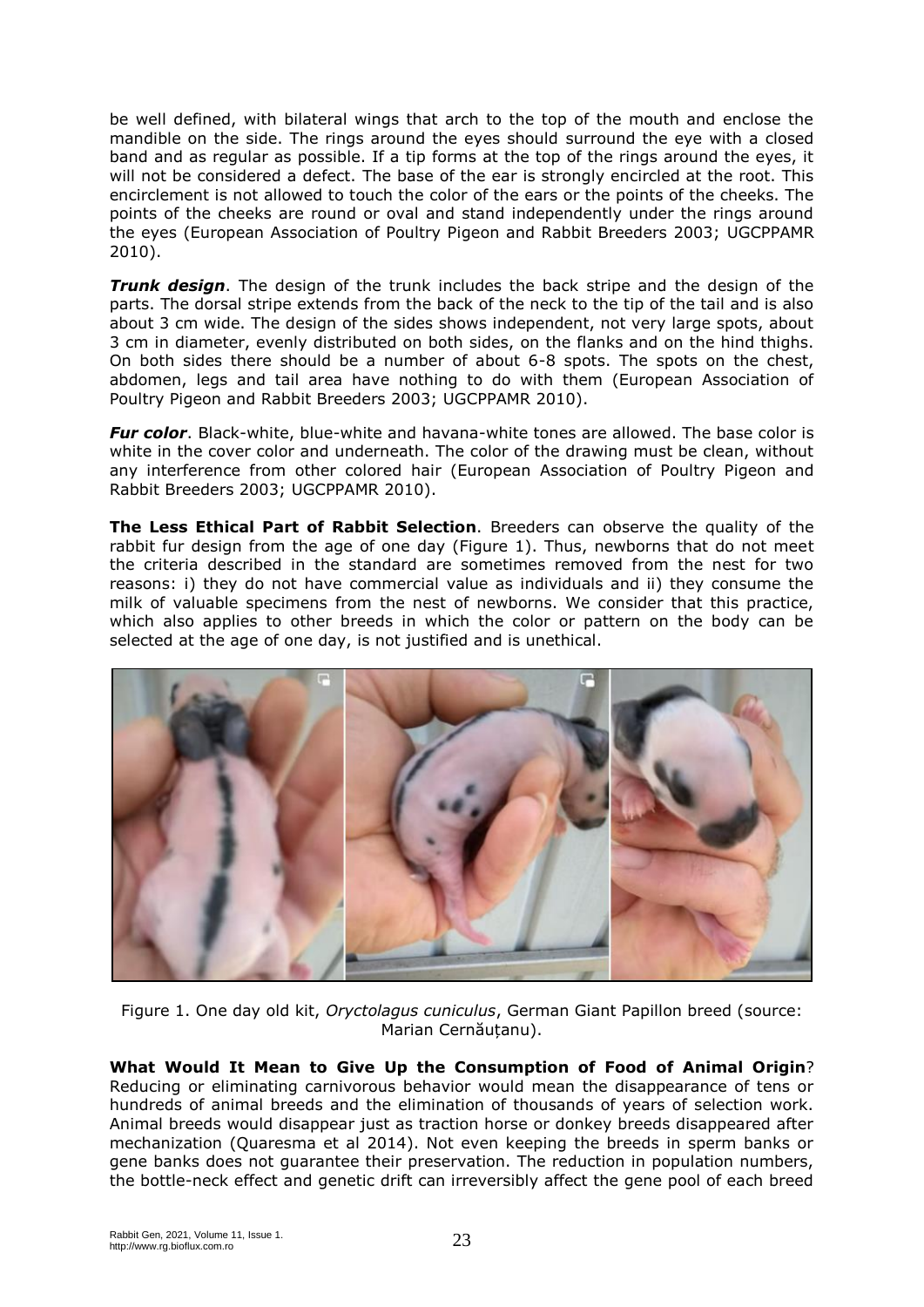be well defined, with bilateral wings that arch to the top of the mouth and enclose the mandible on the side. The rings around the eyes should surround the eye with a closed band and as regular as possible. If a tip forms at the top of the rings around the eyes, it will not be considered a defect. The base of the ear is strongly encircled at the root. This encirclement is not allowed to touch the color of the ears or the points of the cheeks. The points of the cheeks are round or oval and stand independently under the rings around the eyes (European Association of Poultry Pigeon and Rabbit Breeders 2003; UGCPPAMR 2010).

***Trunk design***. The design of the trunk includes the back stripe and the design of the parts. The dorsal stripe extends from the back of the neck to the tip of the tail and is also about 3 cm wide. The design of the sides shows independent, not very large spots, about 3 cm in diameter, evenly distributed on both sides, on the flanks and on the hind thighs. On both sides there should be a number of about 6-8 spots. The spots on the chest, abdomen, legs and tail area have nothing to do with them (European Association of Poultry Pigeon and Rabbit Breeders 2003; UGCPPAMR 2010).

***Fur color***. Black-white, blue-white and havana-white tones are allowed. The base color is white in the cover color and underneath. The color of the drawing must be clean, without any interference from other colored hair (European Association of Poultry Pigeon and Rabbit Breeders 2003; UGCPPAMR 2010).

**The Less Ethical Part of Rabbit Selection**. Breeders can observe the quality of the rabbit fur design from the age of one day (Figure 1). Thus, newborns that do not meet the criteria described in the standard are sometimes removed from the nest for two reasons: i) they do not have commercial value as individuals and ii) they consume the milk of valuable specimens from the nest of newborns. We consider that this practice, which also applies to other breeds in which the color or pattern on the body can be selected at the age of one day, is not justified and is unethical.

Figure 1. One day old kit, *Oryctolagus cuniculus*, German Giant Papillon breed (source: Marian Cernăuțanu).

**What Would It Mean to Give Up the Consumption of Food of Animal Origin**? Reducing or eliminating carnivorous behavior would mean the disappearance of tens or hundreds of animal breeds and the elimination of thousands of years of selection work. Animal breeds would disappear just as traction horse or donkey breeds disappeared after mechanization (Quaresma et al 2014). Not even keeping the breeds in sperm banks or gene banks does not guarantee their preservation. The reduction in population numbers, the bottle-neck effect and genetic drift can irreversibly affect the gene pool of each breed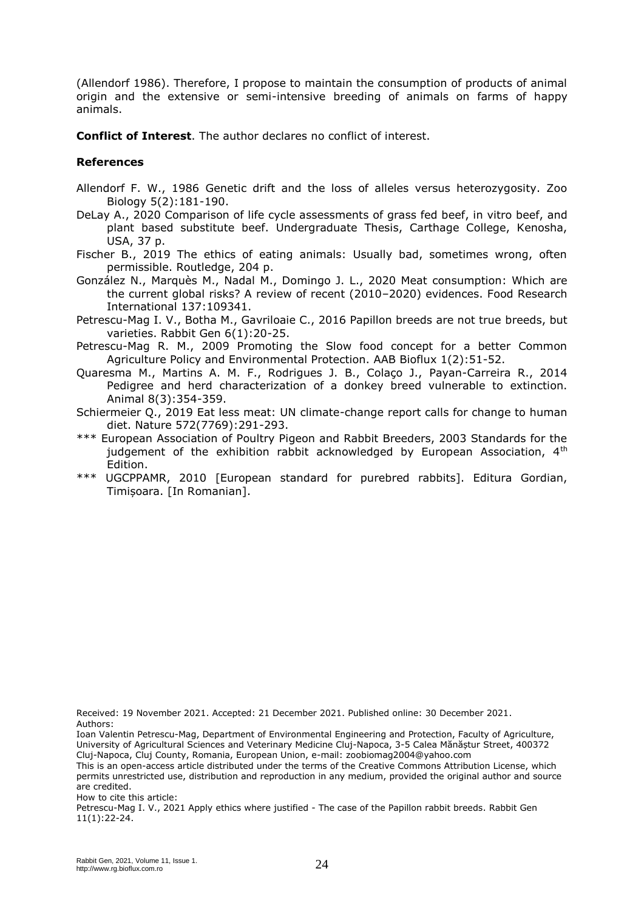(Allendorf 1986). Therefore, I propose to maintain the consumption of products of animal origin and the extensive or semi-intensive breeding of animals on farms of happy animals.

**Conflict of Interest**. The author declares no conflict of interest.

**References**

Allendorf F. W., 1986 Genetic drift and the loss of alleles versus heterozygosity. Zoo Biology 5(2):181-190.

DeLay A., 2020 Comparison of life cycle assessments of grass fed beef, in vitro beef, and plant based substitute beef. Undergraduate Thesis, Carthage College, Kenosha, USA, 37 p.

Fischer B., 2019 The ethics of eating animals: Usually bad, sometimes wrong, often permissible. Routledge, 204 p.

González N., Marquès M., Nadal M., Domingo J. L., 2020 Meat consumption: Which are the current global risks? A review of recent (2010–2020) evidences. Food Research International 137:109341.

Petrescu-Mag I. V., Botha M., Gavriloaie C., 2016 Papillon breeds are not true breeds, but varieties. Rabbit Gen 6(1):20-25.

Petrescu-Mag R. M., 2009 Promoting the Slow food concept for a better Common Agriculture Policy and Environmental Protection. AAB Bioflux 1(2):51-52.

Quaresma M., Martins A. M. F., Rodrigues J. B., Colaço J., Payan-Carreira R., 2014 Pedigree and herd characterization of a donkey breed vulnerable to extinction. Animal 8(3):354-359.

Schiermeier Q., 2019 Eat less meat: UN climate-change report calls for change to human diet. Nature 572(7769):291-293.

*** European Association of Poultry Pigeon and Rabbit Breeders, 2003 Standards for the judgement of the exhibition rabbit acknowledged by European Association, 4th Edition.

*** UGCPPAMR, 2010 [European standard for purebred rabbits]. Editura Gordian, Timișoara. [In Romanian].

Received: 19 November 2021. Accepted: 21 December 2021. Published online: 30 December 2021.

Authors:

Ioan Valentin Petrescu-Mag, Department of Environmental Engineering and Protection, Faculty of Agriculture, University of Agricultural Sciences and Veterinary Medicine Cluj-Napoca, 3-5 Calea Mănăștur Street, 400372 Cluj-Napoca, Cluj County, Romania, European Union, e-mail: zoobiomag2004@yahoo.com

This is an open-access article distributed under the terms of the Creative Commons Attribution License, which permits unrestricted use, distribution and reproduction in any medium, provided the original author and source are credited.

How to cite this article:

Petrescu-Mag I. V., 2021 Apply ethics where justified - The case of the Papillon rabbit breeds. Rabbit Gen 11(1):22-24.